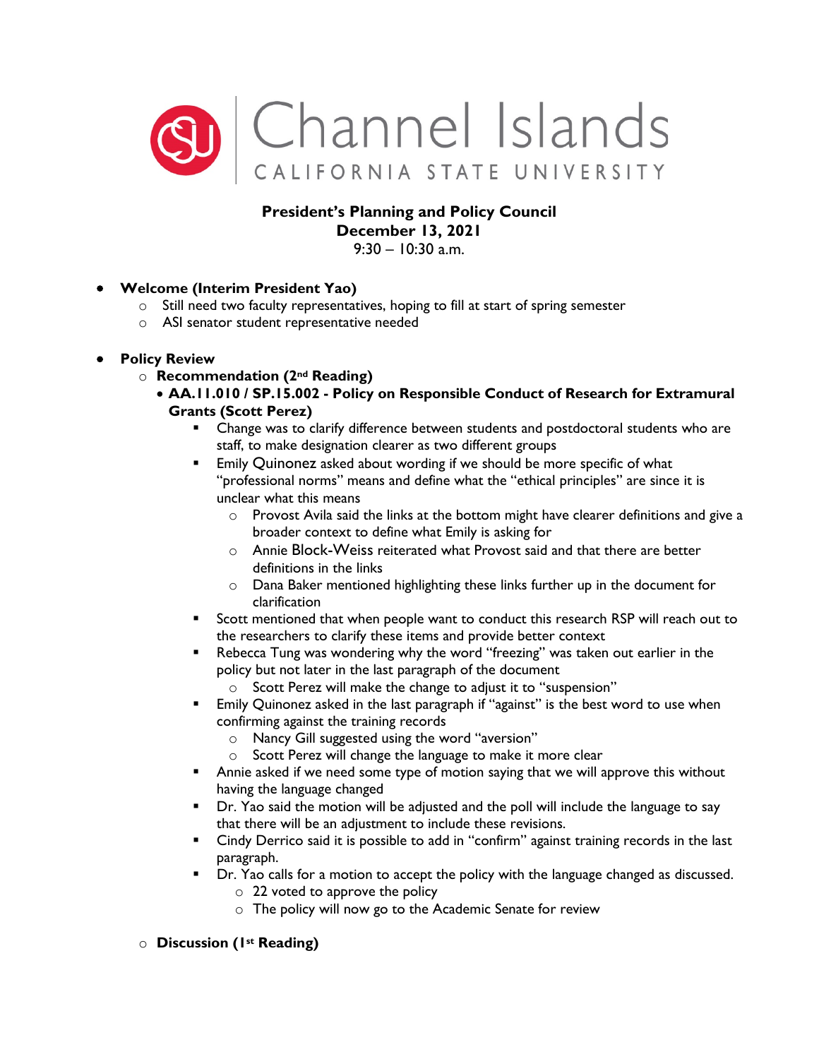# Channel Islands
## CALIFORNIA STATE UNIVERSITY

**President's Planning and Policy Council**
**December 13, 2021**
9:30 – 10:30 a.m.

- **Welcome (Interim President Yao)**
  - Still need two faculty representatives, hoping to fill at start of spring semester
  - ASI senator student representative needed

- **Policy Review**
  - **Recommendation (2nd Reading)**
    - **AA.11.010 / SP.15.002 - Policy on Responsible Conduct of Research for Extramural Grants (Scott Perez)**
      - Change was to clarify difference between students and postdoctoral students who are staff, to make designation clearer as two different groups
      - Emily Quinonez asked about wording if we should be more specific of what "professional norms" means and define what the "ethical principles" are since it is unclear what this means
        - Provost Avila said the links at the bottom might have clearer definitions and give a broader context to define what Emily is asking for
        - Annie Block-Weiss reiterated what Provost said and that there are better definitions in the links
        - Dana Baker mentioned highlighting these links further up in the document for clarification
      - Scott mentioned that when people want to conduct this research RSP will reach out to the researchers to clarify these items and provide better context
      - Rebecca Tung was wondering why the word "freezing" was taken out earlier in the policy but not later in the last paragraph of the document
        - Scott Perez will make the change to adjust it to "suspension"
      - Emily Quinonez asked in the last paragraph if "against" is the best word to use when confirming against the training records
        - Nancy Gill suggested using the word "aversion"
        - Scott Perez will change the language to make it more clear
      - Annie asked if we need some type of motion saying that we will approve this without having the language changed
      - Dr. Yao said the motion will be adjusted and the poll will include the language to say that there will be an adjustment to include these revisions.
      - Cindy Derrico said it is possible to add in "confirm" against training records in the last paragraph.
      - Dr. Yao calls for a motion to accept the policy with the language changed as discussed.
        - 22 voted to approve the policy
        - The policy will now go to the Academic Senate for review
  - **Discussion (1st Reading)**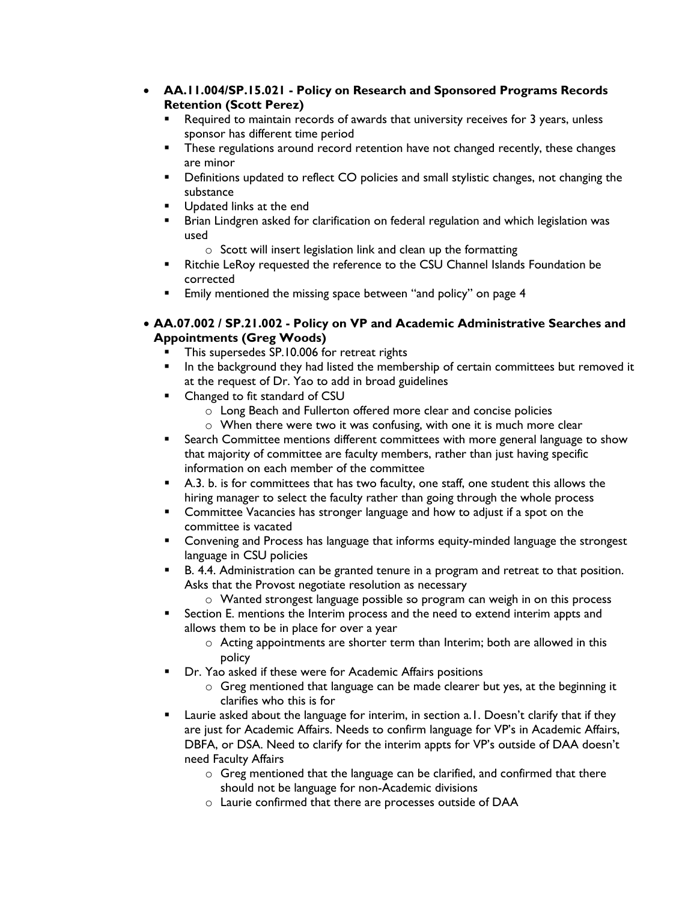- **AA.11.004/SP.15.021 - Policy on Research and Sponsored Programs Records Retention (Scott Perez)**
  - Required to maintain records of awards that university receives for 3 years, unless sponsor has different time period
  - These regulations around record retention have not changed recently, these changes are minor
  - Definitions updated to reflect CO policies and small stylistic changes, not changing the substance
  - Updated links at the end
  - Brian Lindgren asked for clarification on federal regulation and which legislation was used
    - Scott will insert legislation link and clean up the formatting
  - Ritchie LeRoy requested the reference to the CSU Channel Islands Foundation be corrected
  - Emily mentioned the missing space between "and policy" on page 4

- **AA.07.002 / SP.21.002 - Policy on VP and Academic Administrative Searches and Appointments (Greg Woods)**
  - This supersedes SP.10.006 for retreat rights
  - In the background they had listed the membership of certain committees but removed it at the request of Dr. Yao to add in broad guidelines
  - Changed to fit standard of CSU
    - Long Beach and Fullerton offered more clear and concise policies
    - When there were two it was confusing, with one it is much more clear
  - Search Committee mentions different committees with more general language to show that majority of committee are faculty members, rather than just having specific information on each member of the committee
  - A.3. b. is for committees that has two faculty, one staff, one student this allows the hiring manager to select the faculty rather than going through the whole process
  - Committee Vacancies has stronger language and how to adjust if a spot on the committee is vacated
  - Convening and Process has language that informs equity-minded language the strongest language in CSU policies
  - B. 4.4. Administration can be granted tenure in a program and retreat to that position. Asks that the Provost negotiate resolution as necessary
    - Wanted strongest language possible so program can weigh in on this process
  - Section E. mentions the Interim process and the need to extend interim appts and allows them to be in place for over a year
    - Acting appointments are shorter term than Interim; both are allowed in this policy
  - Dr. Yao asked if these were for Academic Affairs positions
    - Greg mentioned that language can be made clearer but yes, at the beginning it clarifies who this is for
  - Laurie asked about the language for interim, in section a.1. Doesn't clarify that if they are just for Academic Affairs. Needs to confirm language for VP's in Academic Affairs, DBFA, or DSA. Need to clarify for the interim appts for VP's outside of DAA doesn't need Faculty Affairs
    - Greg mentioned that the language can be clarified, and confirmed that there should not be language for non-Academic divisions
    - Laurie confirmed that there are processes outside of DAA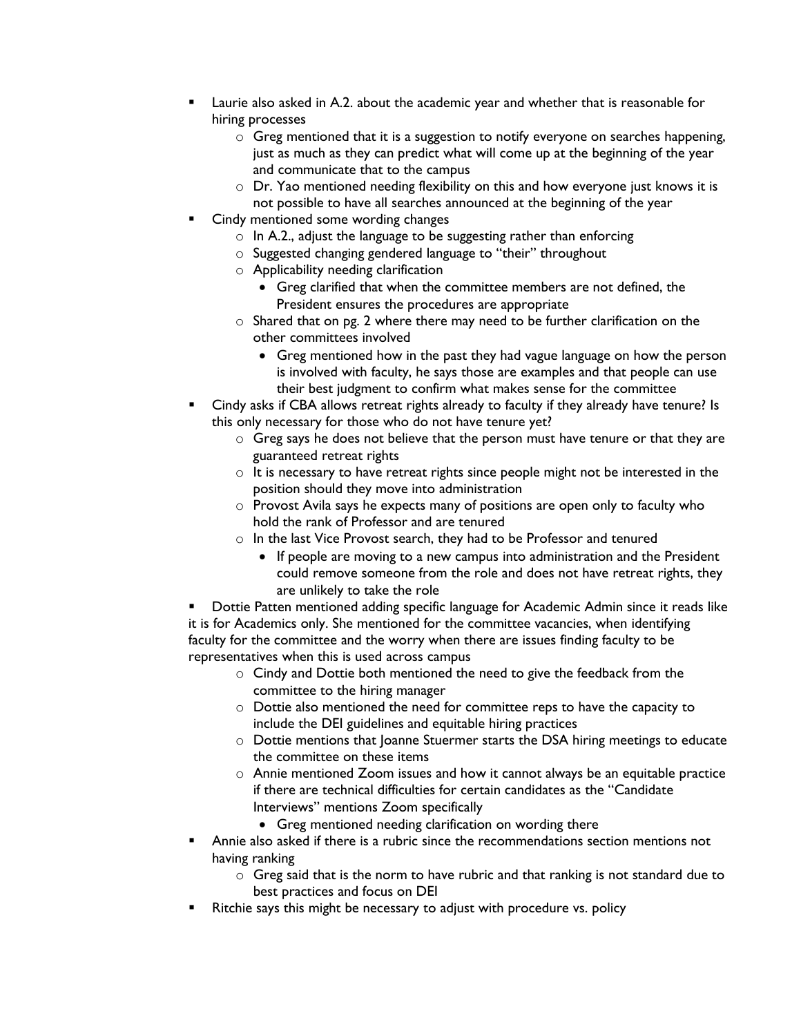- Laurie also asked in A.2. about the academic year and whether that is reasonable for hiring processes
  - Greg mentioned that it is a suggestion to notify everyone on searches happening, just as much as they can predict what will come up at the beginning of the year and communicate that to the campus
  - Dr. Yao mentioned needing flexibility on this and how everyone just knows it is not possible to have all searches announced at the beginning of the year
- Cindy mentioned some wording changes
  - In A.2., adjust the language to be suggesting rather than enforcing
  - Suggested changing gendered language to "their" throughout
  - Applicability needing clarification
    - Greg clarified that when the committee members are not defined, the President ensures the procedures are appropriate
  - Shared that on pg. 2 where there may need to be further clarification on the other committees involved
    - Greg mentioned how in the past they had vague language on how the person is involved with faculty, he says those are examples and that people can use their best judgment to confirm what makes sense for the committee
- Cindy asks if CBA allows retreat rights already to faculty if they already have tenure? Is this only necessary for those who do not have tenure yet?
  - Greg says he does not believe that the person must have tenure or that they are guaranteed retreat rights
  - It is necessary to have retreat rights since people might not be interested in the position should they move into administration
  - Provost Avila says he expects many of positions are open only to faculty who hold the rank of Professor and are tenured
  - In the last Vice Provost search, they had to be Professor and tenured
    - If people are moving to a new campus into administration and the President could remove someone from the role and does not have retreat rights, they are unlikely to take the role
- Dottie Patten mentioned adding specific language for Academic Admin since it reads like it is for Academics only. She mentioned for the committee vacancies, when identifying faculty for the committee and the worry when there are issues finding faculty to be representatives when this is used across campus
  - Cindy and Dottie both mentioned the need to give the feedback from the committee to the hiring manager
  - Dottie also mentioned the need for committee reps to have the capacity to include the DEI guidelines and equitable hiring practices
  - Dottie mentions that Joanne Stuermer starts the DSA hiring meetings to educate the committee on these items
  - Annie mentioned Zoom issues and how it cannot always be an equitable practice if there are technical difficulties for certain candidates as the "Candidate Interviews" mentions Zoom specifically
    - Greg mentioned needing clarification on wording there
- Annie also asked if there is a rubric since the recommendations section mentions not having ranking
  - Greg said that is the norm to have rubric and that ranking is not standard due to best practices and focus on DEI
- Ritchie says this might be necessary to adjust with procedure vs. policy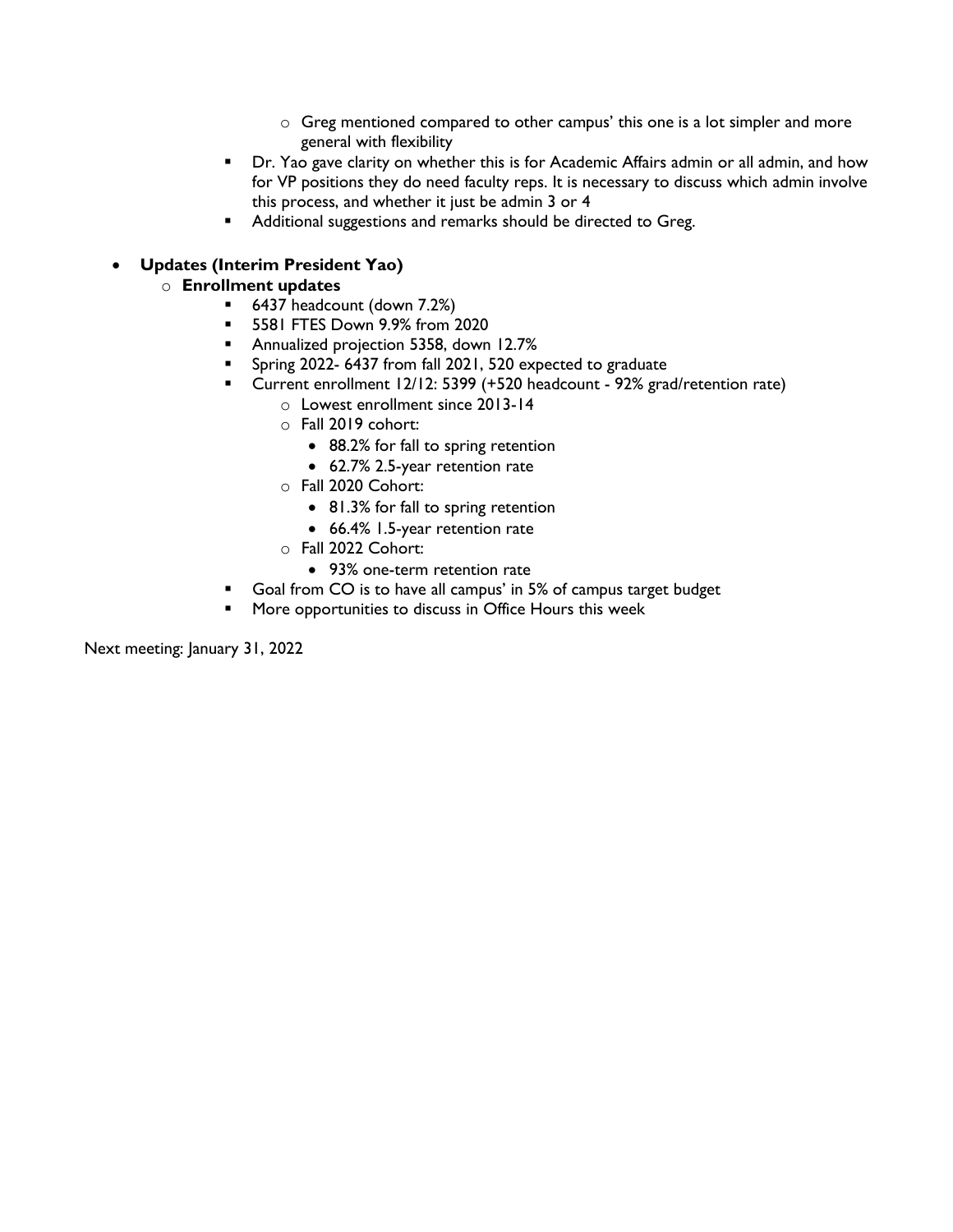- Greg mentioned compared to other campus' this one is a lot simpler and more general with flexibility
        - Dr. Yao gave clarity on whether this is for Academic Affairs admin or all admin, and how for VP positions they do need faculty reps. It is necessary to discuss which admin involve this process, and whether it just be admin 3 or 4
        - Additional suggestions and remarks should be directed to Greg.

- **Updates (Interim President Yao)**
    - **Enrollment updates**
        - 6437 headcount (down 7.2%)
        - 5581 FTES Down 9.9% from 2020
        - Annualized projection 5358, down 12.7%
        - Spring 2022- 6437 from fall 2021, 520 expected to graduate
        - Current enrollment 12/12: 5399 (+520 headcount - 92% grad/retention rate)
            - Lowest enrollment since 2013-14
            - Fall 2019 cohort:
                - 88.2% for fall to spring retention
                - 62.7% 2.5-year retention rate
            - Fall 2020 Cohort:
                - 81.3% for fall to spring retention
                - 66.4% 1.5-year retention rate
            - Fall 2022 Cohort:
                - 93% one-term retention rate
        - Goal from CO is to have all campus' in 5% of campus target budget
        - More opportunities to discuss in Office Hours this week

Next meeting: January 31, 2022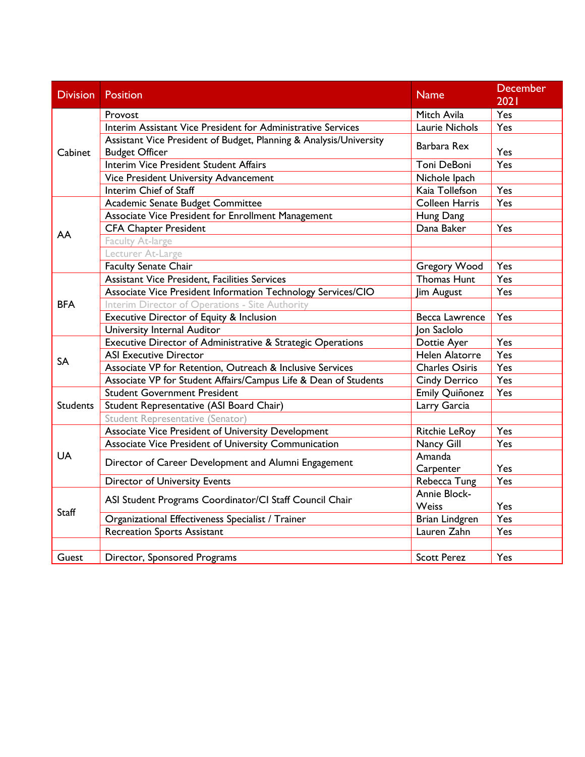| Division | Position | Name | December 2021 |
|---|---|---|---|
| Cabinet | Provost | Mitch Avila | Yes |
| | Interim Assistant Vice President for Administrative Services | Laurie Nichols | Yes |
| | Assistant Vice President of Budget, Planning & Analysis/University Budget Officer | Barbara Rex | Yes |
| | Interim Vice President Student Affairs | Toni DeBoni | Yes |
| | Vice President University Advancement | Nichole Ipach | |
| | Interim Chief of Staff | Kaia Tollefson | Yes |
| AA | Academic Senate Budget Committee | Colleen Harris | Yes |
| | Associate Vice President for Enrollment Management | Hung Dang | |
| | CFA Chapter President | Dana Baker | Yes |
| | Faculty At-large | | |
| | Lecturer At-Large | | |
| | Faculty Senate Chair | Gregory Wood | Yes |
| BFA | Assistant Vice President, Facilities Services | Thomas Hunt | Yes |
| | Associate Vice President Information Technology Services/CIO | Jim August | Yes |
| | Interim Director of Operations - Site Authority | | |
| | Executive Director of Equity & Inclusion | Becca Lawrence | Yes |
| | University Internal Auditor | Jon Saclolo | |
| SA | Executive Director of Administrative & Strategic Operations | Dottie Ayer | Yes |
| | ASI Executive Director | Helen Alatorre | Yes |
| | Associate VP for Retention, Outreach & Inclusive Services | Charles Osiris | Yes |
| | Associate VP for Student Affairs/Campus Life & Dean of Students | Cindy Derrico | Yes |
| Students | Student Government President | Emily Quiñonez | Yes |
| | Student Representative (ASI Board Chair) | Larry Garcia | |
| | Student Representative (Senator) | | |
| UA | Associate Vice President of University Development | Ritchie LeRoy | Yes |
| | Associate Vice President of University Communication | Nancy Gill | Yes |
| | Director of Career Development and Alumni Engagement | Amanda Carpenter | Yes |
| | Director of University Events | Rebecca Tung | Yes |
| Staff | ASI Student Programs Coordinator/CI Staff Council Chair | Annie Block-Weiss | Yes |
| | Organizational Effectiveness Specialist / Trainer | Brian Lindgren | Yes |
| | Recreation Sports Assistant | Lauren Zahn | Yes |
| | | | |
| Guest | Director, Sponsored Programs | Scott Perez | Yes |